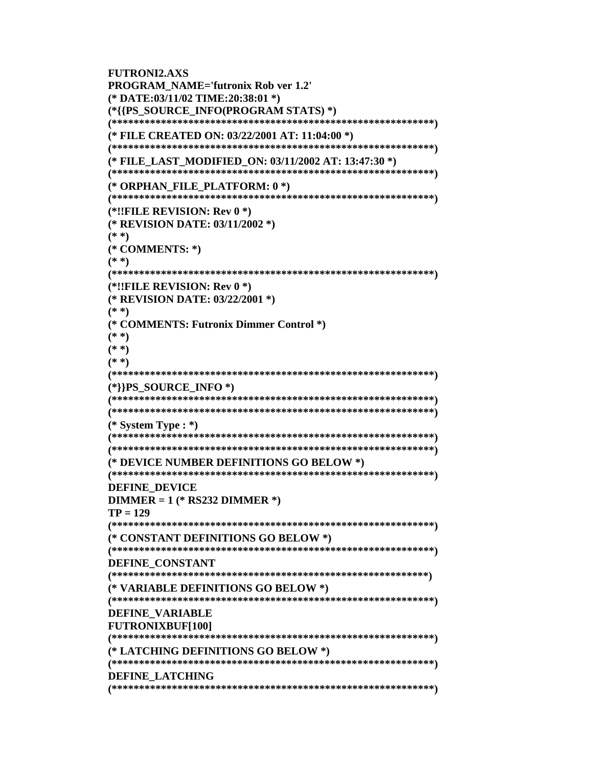```
FUTRONI2.AXS
PROGRAM_NAME='futronix Rob ver 1.2'
(* DATE:03/11/02 TIME:20:38:01 *)
(*{{PS_SOURCE_INFO(PROGRAM STATS) *)
(***********************************************************)
(* FILE CREATED ON: 03/22/2001 AT: 11:04:00 *)
(***********************************************************)
(* FILE_LAST_MODIFIED_ON: 03/11/2002 AT: 13:47:30 *)
(***********************************************************)
(* ORPHAN_FILE_PLATFORM: 0 *)
(***********************************************************)
(*!!FILE REVISION: Rev 0 *)
(* REVISION DATE: 03/11/2002 *)
(* *)
(* COMMENTS: *)
(* *)
(***********************************************************)
(*!!FILE REVISION: Rev 0 *)
(* REVISION DATE: 03/22/2001 *)
(* *)
(* COMMENTS: Futronix Dimmer Control *)
(* *)
(* *)
(* *)
(***********************************************************)
(*}}PS_SOURCE_INFO *)
(***********************************************************)
(***********************************************************)
(* System Type : *)
(***********************************************************)
(***********************************************************)
(* DEVICE NUMBER DEFINITIONS GO BELOW *)
(***********************************************************)
DEFINE_DEVICE
DIMMER = 1 (* RS232 DIMMER *)
TP = 129
(***********************************************************)
(* CONSTANT DEFINITIONS GO BELOW *)
(***********************************************************)
DEFINE_CONSTANT
(***********************************************************)
(* VARIABLE DEFINITIONS GO BELOW *)
(***********************************************************)
DEFINE_VARIABLE
FUTRONIXBUF[100]
(***********************************************************)
(* LATCHING DEFINITIONS GO BELOW *)
(***********************************************************)
DEFINE_LATCHING
(***********************************************************)
```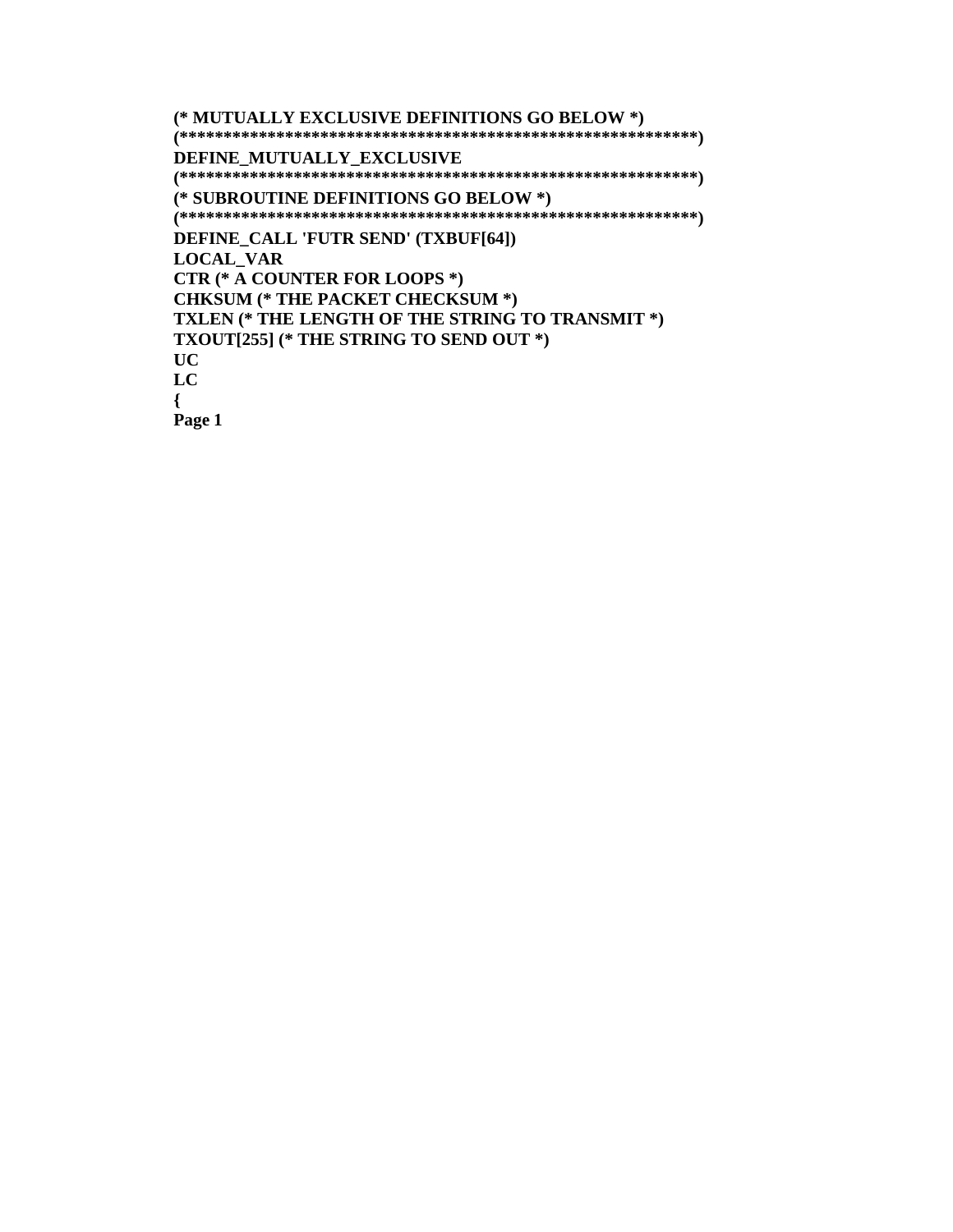```
(* MUTUALLY EXCLUSIVE DEFINITIONS GO BELOW *)
(***********************************************************)
DEFINE_MUTUALLY_EXCLUSIVE
(***********************************************************)
(* SUBROUTINE DEFINITIONS GO BELOW *)
(***********************************************************)
DEFINE_CALL 'FUTR SEND' (TXBUF[64])
LOCAL_VAR
CTR (* A COUNTER FOR LOOPS *)
CHKSUM (* THE PACKET CHECKSUM *)
TXLEN (* THE LENGTH OF THE STRING TO TRANSMIT *)
TXOUT[255] (* THE STRING TO SEND OUT *)
UC
LC
{
```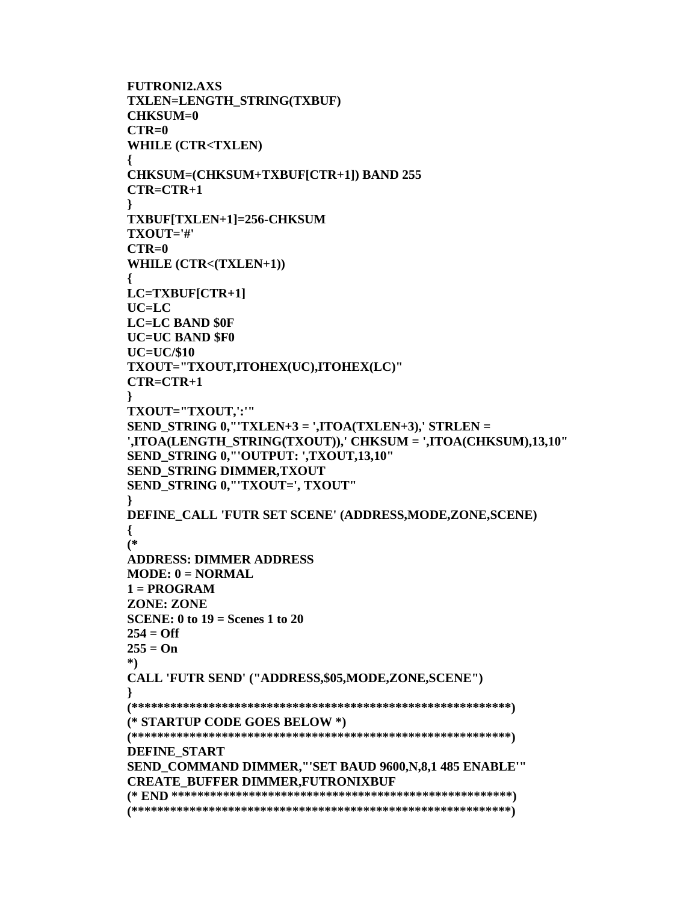```
FUTRONI2.AXS
TXLEN=LENGTH_STRING(TXBUF)
CHKSUM=0
CTR=0
WHILE (CTR<TXLEN)
{
CHKSUM=(CHKSUM+TXBUF[CTR+1]) BAND 255
CTR=CTR+1
}
TXBUF[TXLEN+1]=256-CHKSUM
TXOUT='#'
CTR=0
WHILE (CTR<(TXLEN+1))
{
LC=TXBUF[CTR+1]
UC=LC
LC=LC BAND $0F
UC=UC BAND $F0
UC=UC/$10
TXOUT="TXOUT,ITOHEX(UC),ITOHEX(LC)"
CTR=CTR+1
}
TXOUT="TXOUT,':'"
SEND_STRING 0,"'TXLEN+3 = ',ITOA(TXLEN+3),' STRLEN =
',ITOA(LENGTH_STRING(TXOUT)),' CHKSUM = ',ITOA(CHKSUM),13,10"
SEND_STRING 0,"'OUTPUT: ',TXOUT,13,10"
SEND_STRING DIMMER,TXOUT
SEND_STRING 0,"'TXOUT=', TXOUT"
}
DEFINE_CALL 'FUTR SET SCENE' (ADDRESS,MODE,ZONE,SCENE)
{
(*
ADDRESS: DIMMER ADDRESS
MODE: 0 = NORMAL
1 = PROGRAM
ZONE: ZONE
SCENE: 0 to 19 = Scenes 1 to 20
254 = Off
255 = On
*)
CALL 'FUTR SEND' ("ADDRESS,$05,MODE,ZONE,SCENE")
}
(************************************************************)
(* STARTUP CODE GOES BELOW *)
(************************************************************)
DEFINE_START
SEND_COMMAND DIMMER,"'SET BAUD 9600,N,8,1 485 ENABLE'"
CREATE_BUFFER DIMMER,FUTRONIXBUF
(* END ******************************************************)
(************************************************************)
```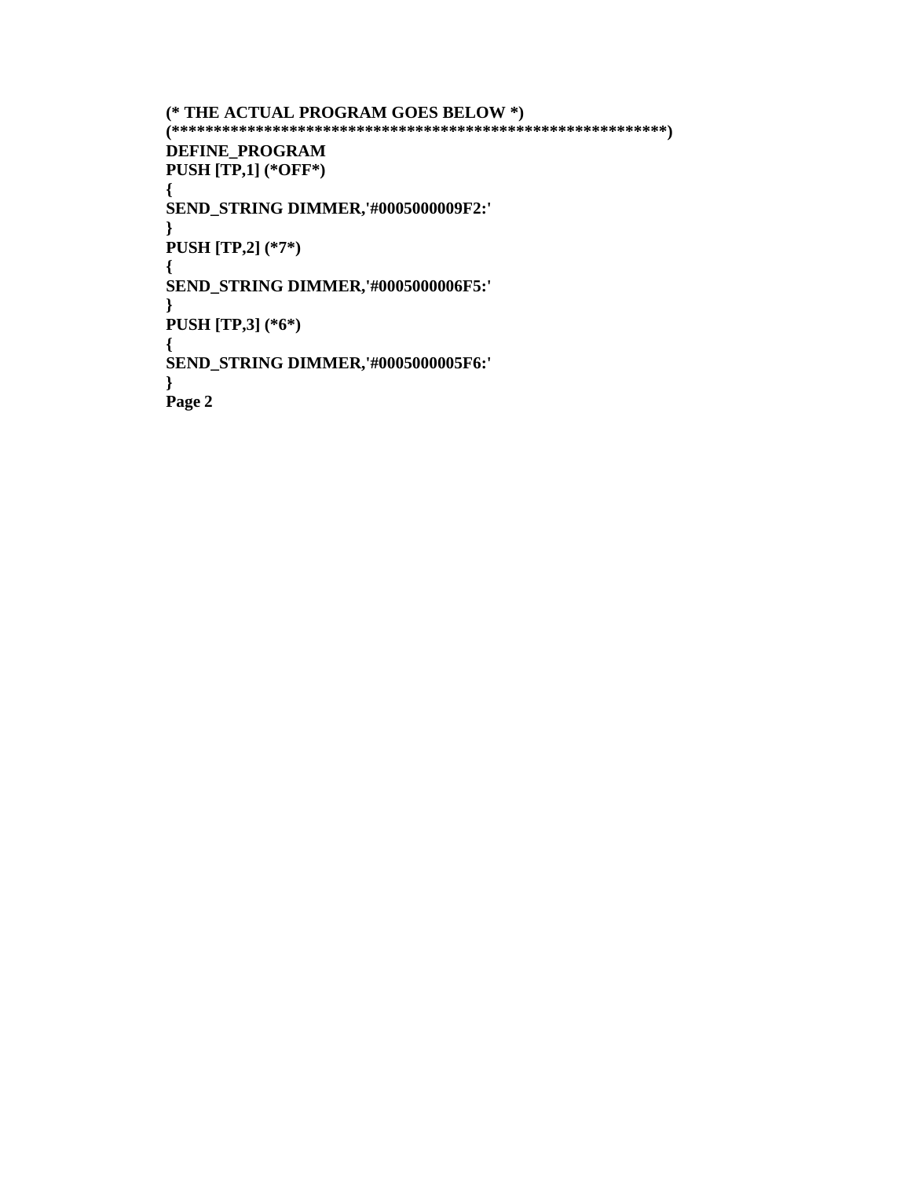```
(* THE ACTUAL PROGRAM GOES BELOW *)
(***********************************************************)
DEFINE_PROGRAM
PUSH [TP,1] (*OFF*)
{
SEND_STRING DIMMER,'#0005000009F2:'
}
PUSH [TP,2] (*7*)
{
SEND_STRING DIMMER,'#0005000006F5:'
}
PUSH [TP,3] (*6*)
{
SEND_STRING DIMMER,'#0005000005F6:'
}
```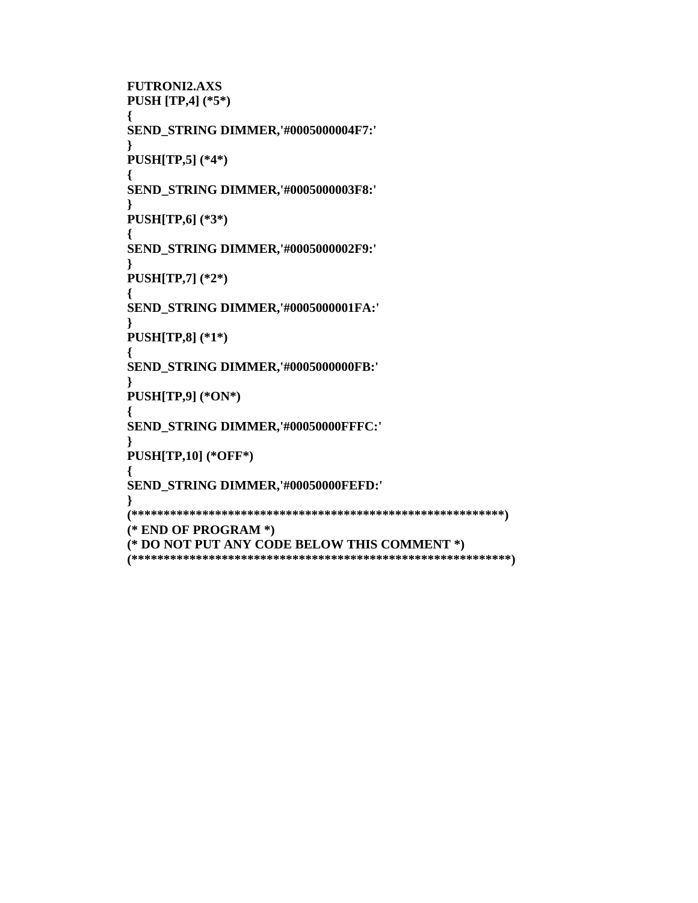```
FUTRONI2.AXS
PUSH [TP,4] (*5*)
{
SEND_STRING DIMMER,'#0005000004F7:'
}
PUSH[TP,5] (*4*)
{
SEND_STRING DIMMER,'#0005000003F8:'
}
PUSH[TP,6] (*3*)
{
SEND_STRING DIMMER,'#0005000002F9:'
}
PUSH[TP,7] (*2*)
{
SEND_STRING DIMMER,'#0005000001FA:'
}
PUSH[TP,8] (*1*)
{
SEND_STRING DIMMER,'#0005000000FB:'
}
PUSH[TP,9] (*ON*)
{
SEND_STRING DIMMER,'#00050000FFFC:'
}
PUSH[TP,10] (*OFF*)
{
SEND_STRING DIMMER,'#00050000FEFD:'
}
(***********************************************************)
(* END OF PROGRAM *)
(* DO NOT PUT ANY CODE BELOW THIS COMMENT *)
(***********************************************************)
```